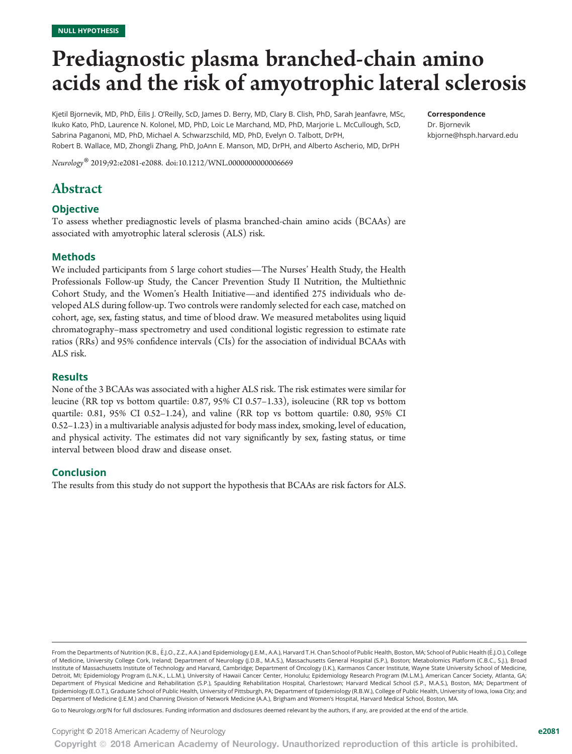NULL HYPOTHESIS

# Prediagnostic plasma branched-chain amino acids and the risk of amyotrophic lateral sclerosis

Kjetil Bjornevik, MD, PhD, Éilis J. O'Reilly, ScD, James D. Berry, MD, Clary B. Clish, PhD, Sarah Jeanfavre, MSc, Ikuko Kato, PhD, Laurence N. Kolonel, MD, PhD, Loic Le Marchand, MD, PhD, Marjorie L. McCullough, ScD, Sabrina Paganoni, MD, PhD, Michael A. Schwarzschild, MD, PhD, Evelyn O. Talbott, DrPH, Robert B. Wallace, MD, Zhongli Zhang, PhD, JoAnn E. Manson, MD, DrPH, and Alberto Ascherio, MD, DrPH

*Neurology*® 2019;92:e2081-e2088. doi:10.1212/WNL.0000000000006669

**Correspondence**
Dr. Bjornevik
kbjorne@hsph.harvard.edu

## Abstract

### Objective

To assess whether prediagnostic levels of plasma branched-chain amino acids (BCAAs) are associated with amyotrophic lateral sclerosis (ALS) risk.

### Methods

We included participants from 5 large cohort studies—The Nurses' Health Study, the Health Professionals Follow-up Study, the Cancer Prevention Study II Nutrition, the Multiethnic Cohort Study, and the Women's Health Initiative—and identified 275 individuals who developed ALS during follow-up. Two controls were randomly selected for each case, matched on cohort, age, sex, fasting status, and time of blood draw. We measured metabolites using liquid chromatography–mass spectrometry and used conditional logistic regression to estimate rate ratios (RRs) and 95% confidence intervals (CIs) for the association of individual BCAAs with ALS risk.

### Results

None of the 3 BCAAs was associated with a higher ALS risk. The risk estimates were similar for leucine (RR top vs bottom quartile: 0.87, 95% CI 0.57–1.33), isoleucine (RR top vs bottom quartile: 0.81, 95% CI 0.52–1.24), and valine (RR top vs bottom quartile: 0.80, 95% CI 0.52–1.23) in a multivariable analysis adjusted for body mass index, smoking, level of education, and physical activity. The estimates did not vary significantly by sex, fasting status, or time interval between blood draw and disease onset.

### Conclusion

The results from this study do not support the hypothesis that BCAAs are risk factors for ALS.

From the Departments of Nutrition (K.B., É.J.O., Z.Z., A.A.) and Epidemiology (J.E.M., A.A.), Harvard T.H. Chan School of Public Health, Boston, MA; School of Public Health (É.J.O.), College of Medicine, University College Cork, Ireland; Department of Neurology (J.D.B., M.A.S.), Massachusetts General Hospital (S.P.), Boston; Metabolomics Platform (C.B.C., S.J.), Broad Institute of Massachusetts Institute of Technology and Harvard, Cambridge; Department of Oncology (I.K.), Karmanos Cancer Institute, Wayne State University School of Medicine, Detroit, MI; Epidemiology Program (L.N.K., L.L.M.), University of Hawaii Cancer Center, Honolulu; Epidemiology Research Program (M.L.M.), American Cancer Society, Atlanta, GA; Department of Physical Medicine and Rehabilitation (S.P.), Spaulding Rehabilitation Hospital, Charlestown; Harvard Medical School (S.P., M.A.S.), Boston, MA; Department of Epidemiology (E.O.T.), Graduate School of Public Health, University of Pittsburgh, PA; Department of Epidemiology (R.B.W.), College of Public Health, University of Iowa, Iowa City; and Department of Medicine (J.E.M.) and Channing Division of Network Medicine (A.A.), Brigham and Women's Hospital, Harvard Medical School, Boston, MA.

Go to Neurology.org/N for full disclosures. Funding information and disclosures deemed relevant by the authors, if any, are provided at the end of the article.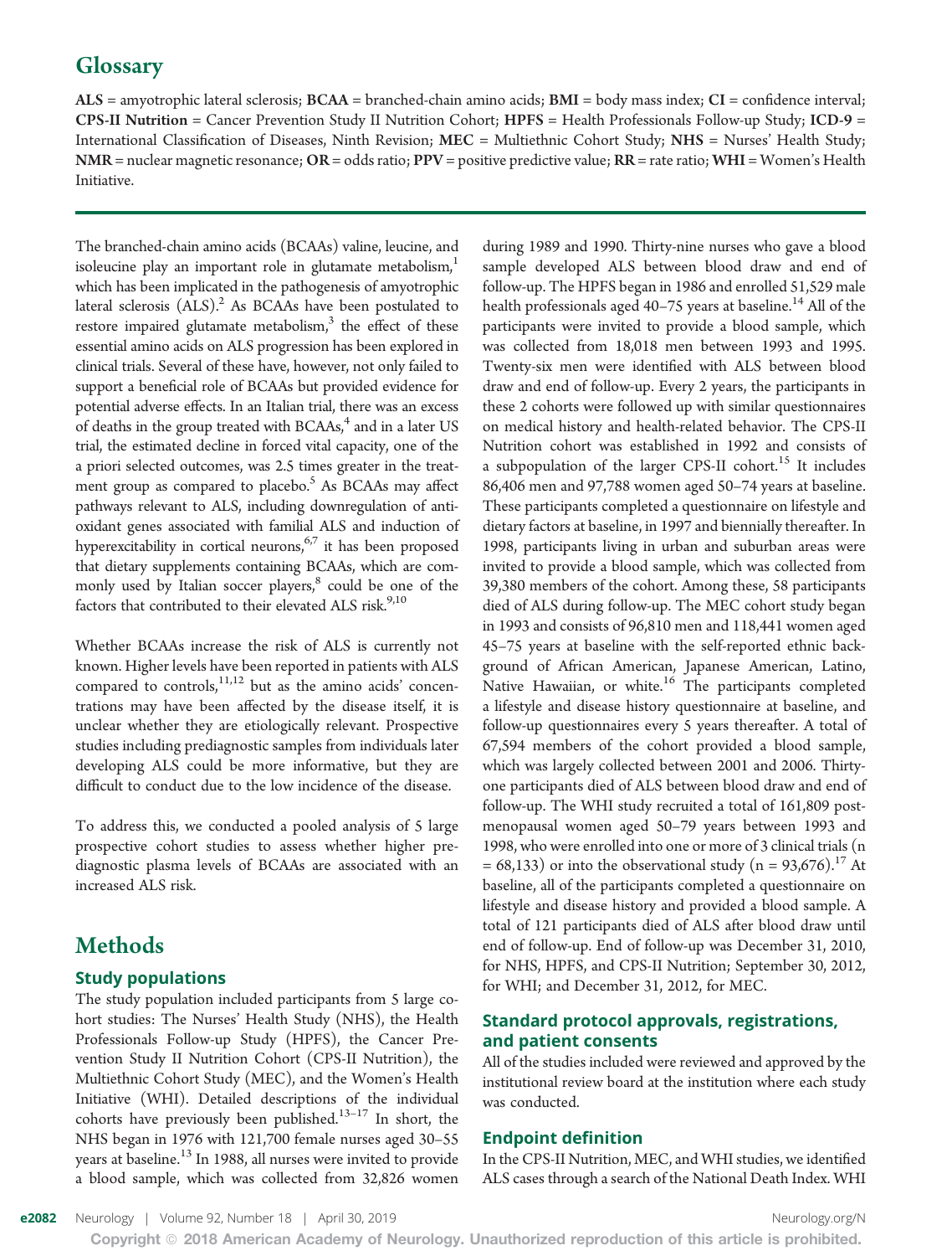## Glossary

**ALS** = amyotrophic lateral sclerosis; **BCAA** = branched-chain amino acids; **BMI** = body mass index; **CI** = confidence interval; **CPS-II Nutrition** = Cancer Prevention Study II Nutrition Cohort; **HPFS** = Health Professionals Follow-up Study; **ICD-9** = International Classification of Diseases, Ninth Revision; **MEC** = Multiethnic Cohort Study; **NHS** = Nurses' Health Study; **NMR** = nuclear magnetic resonance; **OR** = odds ratio; **PPV** = positive predictive value; **RR** = rate ratio; **WHI** = Women's Health Initiative.

The branched-chain amino acids (BCAAs) valine, leucine, and isoleucine play an important role in glutamate metabolism,[1] which has been implicated in the pathogenesis of amyotrophic lateral sclerosis (ALS).[2] As BCAAs have been postulated to restore impaired glutamate metabolism,[3] the effect of these essential amino acids on ALS progression has been explored in clinical trials. Several of these have, however, not only failed to support a beneficial role of BCAAs but provided evidence for potential adverse effects. In an Italian trial, there was an excess of deaths in the group treated with BCAAs,[4] and in a later US trial, the estimated decline in forced vital capacity, one of the a priori selected outcomes, was 2.5 times greater in the treatment group as compared to placebo.[5] As BCAAs may affect pathways relevant to ALS, including downregulation of antioxidant genes associated with familial ALS and induction of hyperexcitability in cortical neurons,[6,7] it has been proposed that dietary supplements containing BCAAs, which are commonly used by Italian soccer players,[8] could be one of the factors that contributed to their elevated ALS risk.[9,10]

Whether BCAAs increase the risk of ALS is currently not known. Higher levels have been reported in patients with ALS compared to controls,[11,12] but as the amino acids' concentrations may have been affected by the disease itself, it is unclear whether they are etiologically relevant. Prospective studies including prediagnostic samples from individuals later developing ALS could be more informative, but they are difficult to conduct due to the low incidence of the disease.

To address this, we conducted a pooled analysis of 5 large prospective cohort studies to assess whether higher prediagnostic plasma levels of BCAAs are associated with an increased ALS risk.

## Methods

### Study populations

The study population included participants from 5 large cohort studies: The Nurses' Health Study (NHS), the Health Professionals Follow-up Study (HPFS), the Cancer Prevention Study II Nutrition Cohort (CPS-II Nutrition), the Multiethnic Cohort Study (MEC), and the Women's Health Initiative (WHI). Detailed descriptions of the individual cohorts have previously been published.[13–17] In short, the NHS began in 1976 with 121,700 female nurses aged 30–55 years at baseline.[13] In 1988, all nurses were invited to provide a blood sample, which was collected from 32,826 women during 1989 and 1990. Thirty-nine nurses who gave a blood sample developed ALS between blood draw and end of follow-up. The HPFS began in 1986 and enrolled 51,529 male health professionals aged 40–75 years at baseline.[14] All of the participants were invited to provide a blood sample, which was collected from 18,018 men between 1993 and 1995. Twenty-six men were identified with ALS between blood draw and end of follow-up. Every 2 years, the participants in these 2 cohorts were followed up with similar questionnaires on medical history and health-related behavior. The CPS-II Nutrition cohort was established in 1992 and consists of a subpopulation of the larger CPS-II cohort.[15] It includes 86,406 men and 97,788 women aged 50–74 years at baseline. These participants completed a questionnaire on lifestyle and dietary factors at baseline, in 1997 and biennially thereafter. In 1998, participants living in urban and suburban areas were invited to provide a blood sample, which was collected from 39,380 members of the cohort. Among these, 58 participants died of ALS during follow-up. The MEC cohort study began in 1993 and consists of 96,810 men and 118,441 women aged 45–75 years at baseline with the self-reported ethnic background of African American, Japanese American, Latino, Native Hawaiian, or white.[16] The participants completed a lifestyle and disease history questionnaire at baseline, and follow-up questionnaires every 5 years thereafter. A total of 67,594 members of the cohort provided a blood sample, which was largely collected between 2001 and 2006. Thirty-one participants died of ALS between blood draw and end of follow-up. The WHI study recruited a total of 161,809 postmenopausal women aged 50–79 years between 1993 and 1998, who were enrolled into one or more of 3 clinical trials (n = 68,133) or into the observational study (n = 93,676).[17] At baseline, all of the participants completed a questionnaire on lifestyle and disease history and provided a blood sample. A total of 121 participants died of ALS after blood draw until end of follow-up. End of follow-up was December 31, 2010, for NHS, HPFS, and CPS-II Nutrition; September 30, 2012, for WHI; and December 31, 2012, for MEC.

### Standard protocol approvals, registrations, and patient consents

All of the studies included were reviewed and approved by the institutional review board at the institution where each study was conducted.

### Endpoint definition

In the CPS-II Nutrition, MEC, and WHI studies, we identified ALS cases through a search of the National Death Index. WHI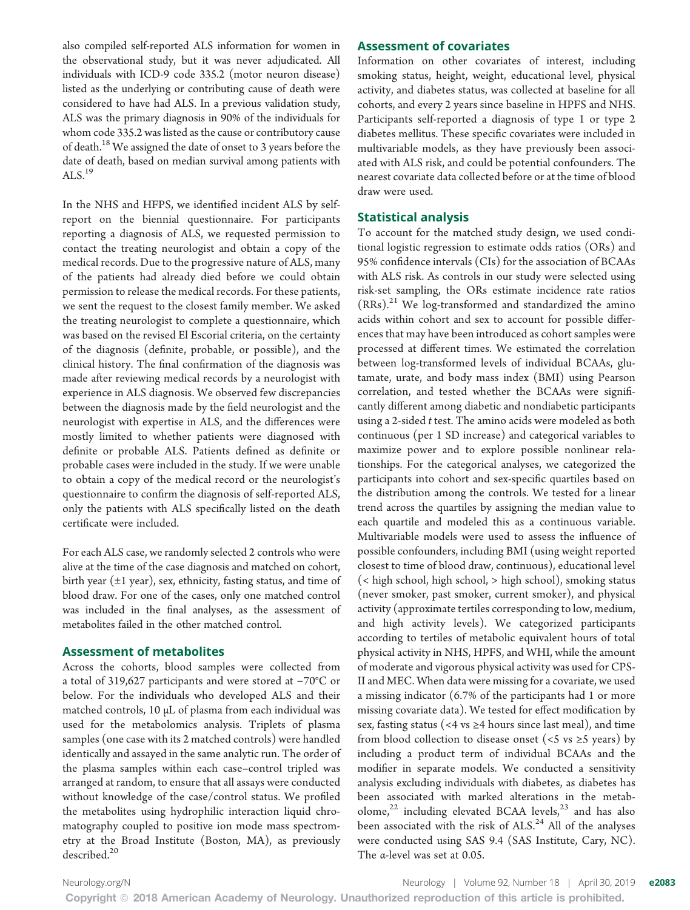also compiled self-reported ALS information for women in the observational study, but it was never adjudicated. All individuals with ICD-9 code 335.2 (motor neuron disease) listed as the underlying or contributing cause of death were considered to have had ALS. In a previous validation study, ALS was the primary diagnosis in 90% of the individuals for whom code 335.2 was listed as the cause or contributory cause of death.[18] We assigned the date of onset to 3 years before the date of death, based on median survival among patients with ALS.[19]

In the NHS and HFPS, we identified incident ALS by self-report on the biennial questionnaire. For participants reporting a diagnosis of ALS, we requested permission to contact the treating neurologist and obtain a copy of the medical records. Due to the progressive nature of ALS, many of the patients had already died before we could obtain permission to release the medical records. For these patients, we sent the request to the closest family member. We asked the treating neurologist to complete a questionnaire, which was based on the revised El Escorial criteria, on the certainty of the diagnosis (definite, probable, or possible), and the clinical history. The final confirmation of the diagnosis was made after reviewing medical records by a neurologist with experience in ALS diagnosis. We observed few discrepancies between the diagnosis made by the field neurologist and the neurologist with expertise in ALS, and the differences were mostly limited to whether patients were diagnosed with definite or probable ALS. Patients defined as definite or probable cases were included in the study. If we were unable to obtain a copy of the medical record or the neurologist's questionnaire to confirm the diagnosis of self-reported ALS, only the patients with ALS specifically listed on the death certificate were included.

For each ALS case, we randomly selected 2 controls who were alive at the time of the case diagnosis and matched on cohort, birth year (±1 year), sex, ethnicity, fasting status, and time of blood draw. For one of the cases, only one matched control was included in the final analyses, as the assessment of metabolites failed in the other matched control.

## Assessment of metabolites

Across the cohorts, blood samples were collected from a total of 319,627 participants and were stored at −70°C or below. For the individuals who developed ALS and their matched controls, 10 μL of plasma from each individual was used for the metabolomics analysis. Triplets of plasma samples (one case with its 2 matched controls) were handled identically and assayed in the same analytic run. The order of the plasma samples within each case–control tripled was arranged at random, to ensure that all assays were conducted without knowledge of the case/control status. We profiled the metabolites using hydrophilic interaction liquid chromatography coupled to positive ion mode mass spectrometry at the Broad Institute (Boston, MA), as previously described.[20]

## Assessment of covariates

Information on other covariates of interest, including smoking status, height, weight, educational level, physical activity, and diabetes status, was collected at baseline for all cohorts, and every 2 years since baseline in HPFS and NHS. Participants self-reported a diagnosis of type 1 or type 2 diabetes mellitus. These specific covariates were included in multivariable models, as they have previously been associated with ALS risk, and could be potential confounders. The nearest covariate data collected before or at the time of blood draw were used.

## Statistical analysis

To account for the matched study design, we used conditional logistic regression to estimate odds ratios (ORs) and 95% confidence intervals (CIs) for the association of BCAAs with ALS risk. As controls in our study were selected using risk-set sampling, the ORs estimate incidence rate ratios (RRs).[21] We log-transformed and standardized the amino acids within cohort and sex to account for possible differences that may have been introduced as cohort samples were processed at different times. We estimated the correlation between log-transformed levels of individual BCAAs, glutamate, urate, and body mass index (BMI) using Pearson correlation, and tested whether the BCAAs were significantly different among diabetic and nondiabetic participants using a 2-sided *t* test. The amino acids were modeled as both continuous (per 1 SD increase) and categorical variables to maximize power and to explore possible nonlinear relationships. For the categorical analyses, we categorized the participants into cohort and sex-specific quartiles based on the distribution among the controls. We tested for a linear trend across the quartiles by assigning the median value to each quartile and modeled this as a continuous variable. Multivariable models were used to assess the influence of possible confounders, including BMI (using weight reported closest to time of blood draw, continuous), educational level (< high school, high school, > high school), smoking status (never smoker, past smoker, current smoker), and physical activity (approximate tertiles corresponding to low, medium, and high activity levels). We categorized participants according to tertiles of metabolic equivalent hours of total physical activity in NHS, HPFS, and WHI, while the amount of moderate and vigorous physical activity was used for CPS-II and MEC. When data were missing for a covariate, we used a missing indicator (6.7% of the participants had 1 or more missing covariate data). We tested for effect modification by sex, fasting status (<4 vs ≥4 hours since last meal), and time from blood collection to disease onset (<5 vs ≥5 years) by including a product term of individual BCAAs and the modifier in separate models. We conducted a sensitivity analysis excluding individuals with diabetes, as diabetes has been associated with marked alterations in the metabolome,[22] including elevated BCAA levels,[23] and has also been associated with the risk of ALS.[24] All of the analyses were conducted using SAS 9.4 (SAS Institute, Cary, NC). The α-level was set at 0.05.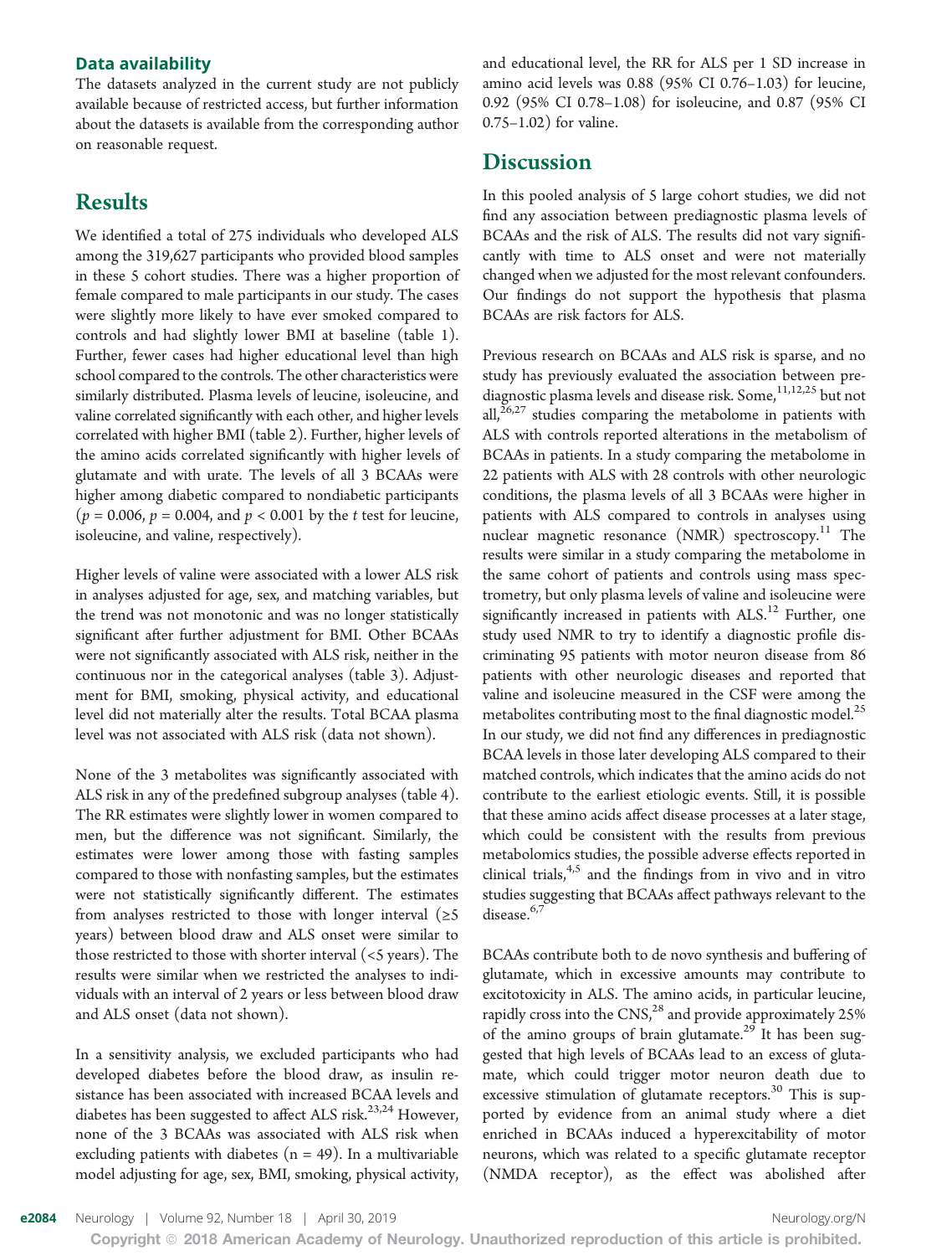### Data availability

The datasets analyzed in the current study are not publicly available because of restricted access, but further information about the datasets is available from the corresponding author on reasonable request.

## Results

We identified a total of 275 individuals who developed ALS among the 319,627 participants who provided blood samples in these 5 cohort studies. There was a higher proportion of female compared to male participants in our study. The cases were slightly more likely to have ever smoked compared to controls and had slightly lower BMI at baseline (table 1). Further, fewer cases had higher educational level than high school compared to the controls. The other characteristics were similarly distributed. Plasma levels of leucine, isoleucine, and valine correlated significantly with each other, and higher levels correlated with higher BMI (table 2). Further, higher levels of the amino acids correlated significantly with higher levels of glutamate and with urate. The levels of all 3 BCAAs were higher among diabetic compared to nondiabetic participants ($p = 0.006$, $p = 0.004$, and $p < 0.001$ by the *t* test for leucine, isoleucine, and valine, respectively).

Higher levels of valine were associated with a lower ALS risk in analyses adjusted for age, sex, and matching variables, but the trend was not monotonic and was no longer statistically significant after further adjustment for BMI. Other BCAAs were not significantly associated with ALS risk, neither in the continuous nor in the categorical analyses (table 3). Adjustment for BMI, smoking, physical activity, and educational level did not materially alter the results. Total BCAA plasma level was not associated with ALS risk (data not shown).

None of the 3 metabolites was significantly associated with ALS risk in any of the predefined subgroup analyses (table 4). The RR estimates were slightly lower in women compared to men, but the difference was not significant. Similarly, the estimates were lower among those with fasting samples compared to those with nonfasting samples, but the estimates were not statistically significantly different. The estimates from analyses restricted to those with longer interval (≥5 years) between blood draw and ALS onset were similar to those restricted to those with shorter interval (<5 years). The results were similar when we restricted the analyses to individuals with an interval of 2 years or less between blood draw and ALS onset (data not shown).

In a sensitivity analysis, we excluded participants who had developed diabetes before the blood draw, as insulin resistance has been associated with increased BCAA levels and diabetes has been suggested to affect ALS risk.[23,24] However, none of the 3 BCAAs was associated with ALS risk when excluding patients with diabetes (n = 49). In a multivariable model adjusting for age, sex, BMI, smoking, physical activity, and educational level, the RR for ALS per 1 SD increase in amino acid levels was 0.88 (95% CI 0.76–1.03) for leucine, 0.92 (95% CI 0.78–1.08) for isoleucine, and 0.87 (95% CI 0.75–1.02) for valine.

## Discussion

In this pooled analysis of 5 large cohort studies, we did not find any association between prediagnostic plasma levels of BCAAs and the risk of ALS. The results did not vary significantly with time to ALS onset and were not materially changed when we adjusted for the most relevant confounders. Our findings do not support the hypothesis that plasma BCAAs are risk factors for ALS.

Previous research on BCAAs and ALS risk is sparse, and no study has previously evaluated the association between prediagnostic plasma levels and disease risk. Some,[11,12,25] but not all,[26,27] studies comparing the metabolome in patients with ALS with controls reported alterations in the metabolism of BCAAs in patients. In a study comparing the metabolome in 22 patients with ALS with 28 controls with other neurologic conditions, the plasma levels of all 3 BCAAs were higher in patients with ALS compared to controls in analyses using nuclear magnetic resonance (NMR) spectroscopy.[11] The results were similar in a study comparing the metabolome in the same cohort of patients and controls using mass spectrometry, but only plasma levels of valine and isoleucine were significantly increased in patients with ALS.[12] Further, one study used NMR to try to identify a diagnostic profile discriminating 95 patients with motor neuron disease from 86 patients with other neurologic diseases and reported that valine and isoleucine measured in the CSF were among the metabolites contributing most to the final diagnostic model.[25] In our study, we did not find any differences in prediagnostic BCAA levels in those later developing ALS compared to their matched controls, which indicates that the amino acids do not contribute to the earliest etiologic events. Still, it is possible that these amino acids affect disease processes at a later stage, which could be consistent with the results from previous metabolomics studies, the possible adverse effects reported in clinical trials,[4,5] and the findings from in vivo and in vitro studies suggesting that BCAAs affect pathways relevant to the disease.[6,7]

BCAAs contribute both to de novo synthesis and buffering of glutamate, which in excessive amounts may contribute to excitotoxicity in ALS. The amino acids, in particular leucine, rapidly cross into the CNS,[28] and provide approximately 25% of the amino groups of brain glutamate.[29] It has been suggested that high levels of BCAAs lead to an excess of glutamate, which could trigger motor neuron death due to excessive stimulation of glutamate receptors.[30] This is supported by evidence from an animal study where a diet enriched in BCAAs induced a hyperexcitability of motor neurons, which was related to a specific glutamate receptor (NMDA receptor), as the effect was abolished after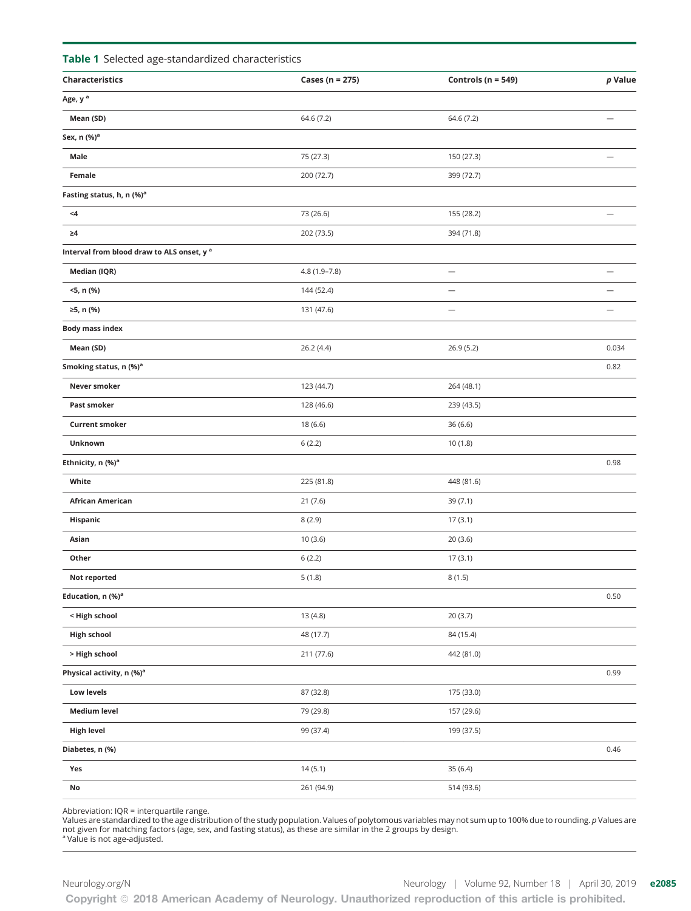**Table 1** Selected age-standardized characteristics

| Characteristics | Cases (n = 275) | Controls (n = 549) | *p* Value |
|---|---|---|---|
| **Age, y [a]** | | | |
| Mean (SD) | 64.6 (7.2) | 64.6 (7.2) | — |
| **Sex, n (%)[a]** | | | |
| Male | 75 (27.3) | 150 (27.3) | — |
| Female | 200 (72.7) | 399 (72.7) | |
| **Fasting status, h, n (%)[a]** | | | |
| <4 | 73 (26.6) | 155 (28.2) | — |
| ≥4 | 202 (73.5) | 394 (71.8) | |
| **Interval from blood draw to ALS onset, y [a]** | | | |
| Median (IQR) | 4.8 (1.9–7.8) | — | — |
| <5, n (%) | 144 (52.4) | — | — |
| ≥5, n (%) | 131 (47.6) | — | — |
| **Body mass index** | | | |
| Mean (SD) | 26.2 (4.4) | 26.9 (5.2) | 0.034 |
| **Smoking status, n (%)[a]** | | | 0.82 |
| Never smoker | 123 (44.7) | 264 (48.1) | |
| Past smoker | 128 (46.6) | 239 (43.5) | |
| Current smoker | 18 (6.6) | 36 (6.6) | |
| Unknown | 6 (2.2) | 10 (1.8) | |
| **Ethnicity, n (%)[a]** | | | 0.98 |
| White | 225 (81.8) | 448 (81.6) | |
| African American | 21 (7.6) | 39 (7.1) | |
| Hispanic | 8 (2.9) | 17 (3.1) | |
| Asian | 10 (3.6) | 20 (3.6) | |
| Other | 6 (2.2) | 17 (3.1) | |
| Not reported | 5 (1.8) | 8 (1.5) | |
| **Education, n (%)[a]** | | | 0.50 |
| < High school | 13 (4.8) | 20 (3.7) | |
| High school | 48 (17.7) | 84 (15.4) | |
| > High school | 211 (77.6) | 442 (81.0) | |
| **Physical activity, n (%)[a]** | | | 0.99 |
| Low levels | 87 (32.8) | 175 (33.0) | |
| Medium level | 79 (29.8) | 157 (29.6) | |
| High level | 99 (37.4) | 199 (37.5) | |
| **Diabetes, n (%)** | | | 0.46 |
| Yes | 14 (5.1) | 35 (6.4) | |
| No | 261 (94.9) | 514 (93.6) | |

Abbreviation: IQR = interquartile range.
Values are standardized to the age distribution of the study population. Values of polytomous variables may not sum up to 100% due to rounding. *p* Values are not given for matching factors (age, sex, and fasting status), as these are similar in the 2 groups by design.
[a] Value is not age-adjusted.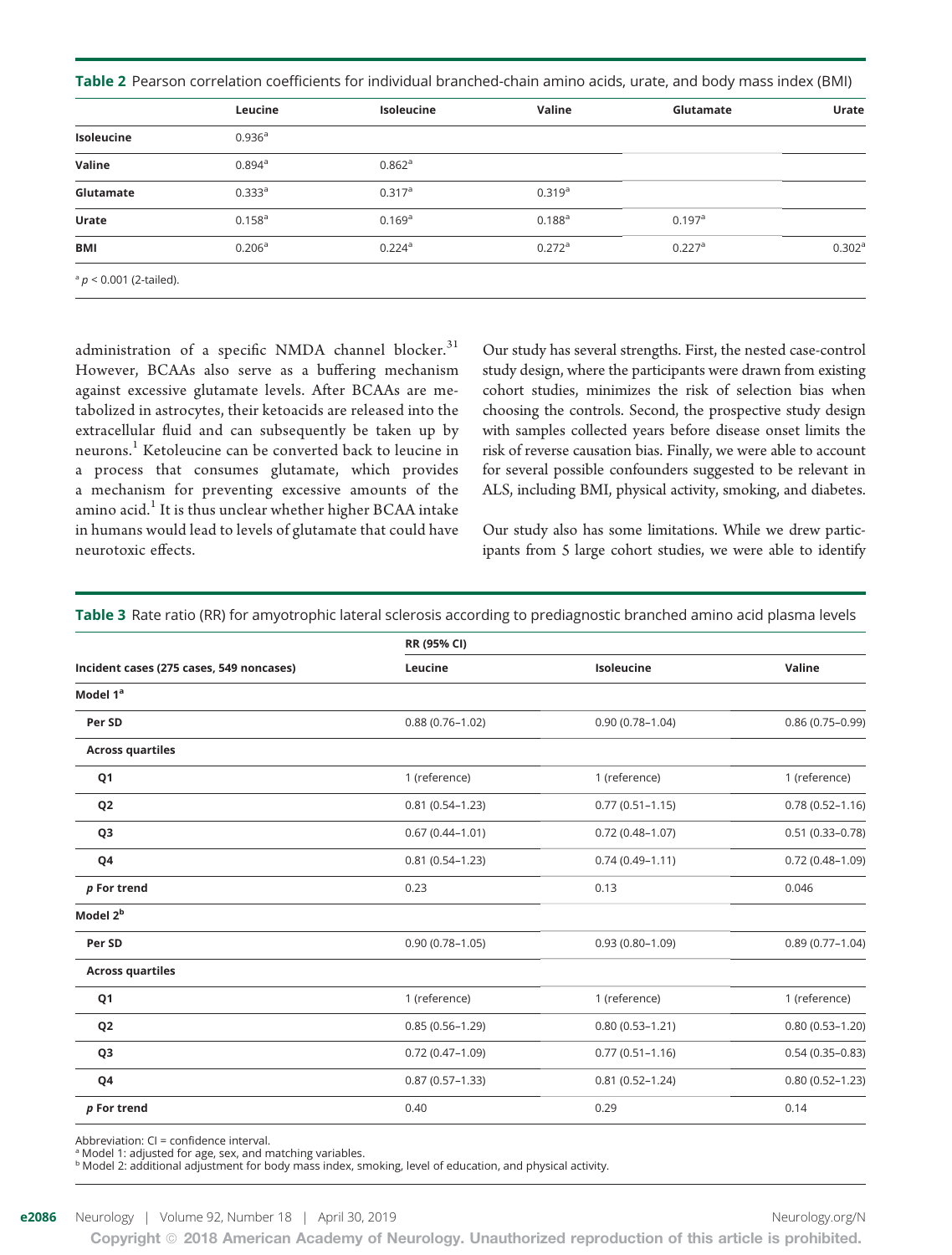**Table 2** Pearson correlation coefficients for individual branched-chain amino acids, urate, and body mass index (BMI)

| | Leucine | Isoleucine | Valine | Glutamate | Urate |
|---|---|---|---|---|---|
| **Isoleucine** | 0.936[a] | | | | |
| **Valine** | 0.894[a] | 0.862[a] | | | |
| **Glutamate** | 0.333[a] | 0.317[a] | 0.319[a] | | |
| **Urate** | 0.158[a] | 0.169[a] | 0.188[a] | 0.197[a] | |
| **BMI** | 0.206[a] | 0.224[a] | 0.272[a] | 0.227[a] | 0.302[a] |

[a] $p < 0.001$ (2-tailed).

administration of a specific NMDA channel blocker.[31] However, BCAAs also serve as a buffering mechanism against excessive glutamate levels. After BCAAs are metabolized in astrocytes, their ketoacids are released into the extracellular fluid and can subsequently be taken up by neurons.[1] Ketoleucine can be converted back to leucine in a process that consumes glutamate, which provides a mechanism for preventing excessive amounts of the amino acid.[1] It is thus unclear whether higher BCAA intake in humans would lead to levels of glutamate that could have neurotoxic effects.

Our study has several strengths. First, the nested case-control study design, where the participants were drawn from existing cohort studies, minimizes the risk of selection bias when choosing the controls. Second, the prospective study design with samples collected years before disease onset limits the risk of reverse causation bias. Finally, we were able to account for several possible confounders suggested to be relevant in ALS, including BMI, physical activity, smoking, and diabetes.

Our study also has some limitations. While we drew participants from 5 large cohort studies, we were able to identify

**Table 3** Rate ratio (RR) for amyotrophic lateral sclerosis according to prediagnostic branched amino acid plasma levels

| | RR (95% CI) | | |
|---|---|---|---|
| **Incident cases (275 cases, 549 noncases)** | **Leucine** | **Isoleucine** | **Valine** |
| **Model 1[a]** | | | |
| **Per SD** | 0.88 (0.76–1.02) | 0.90 (0.78–1.04) | 0.86 (0.75–0.99) |
| **Across quartiles** | | | |
| **Q1** | 1 (reference) | 1 (reference) | 1 (reference) |
| **Q2** | 0.81 (0.54–1.23) | 0.77 (0.51–1.15) | 0.78 (0.52–1.16) |
| **Q3** | 0.67 (0.44–1.01) | 0.72 (0.48–1.07) | 0.51 (0.33–0.78) |
| **Q4** | 0.81 (0.54–1.23) | 0.74 (0.49–1.11) | 0.72 (0.48–1.09) |
| ***p* For trend** | 0.23 | 0.13 | 0.046 |
| **Model 2[b]** | | | |
| **Per SD** | 0.90 (0.78–1.05) | 0.93 (0.80–1.09) | 0.89 (0.77–1.04) |
| **Across quartiles** | | | |
| **Q1** | 1 (reference) | 1 (reference) | 1 (reference) |
| **Q2** | 0.85 (0.56–1.29) | 0.80 (0.53–1.21) | 0.80 (0.53–1.20) |
| **Q3** | 0.72 (0.47–1.09) | 0.77 (0.51–1.16) | 0.54 (0.35–0.83) |
| **Q4** | 0.87 (0.57–1.33) | 0.81 (0.52–1.24) | 0.80 (0.52–1.23) |
| ***p* For trend** | 0.40 | 0.29 | 0.14 |

Abbreviation: CI = confidence interval.
[a] Model 1: adjusted for age, sex, and matching variables.
[b] Model 2: additional adjustment for body mass index, smoking, level of education, and physical activity.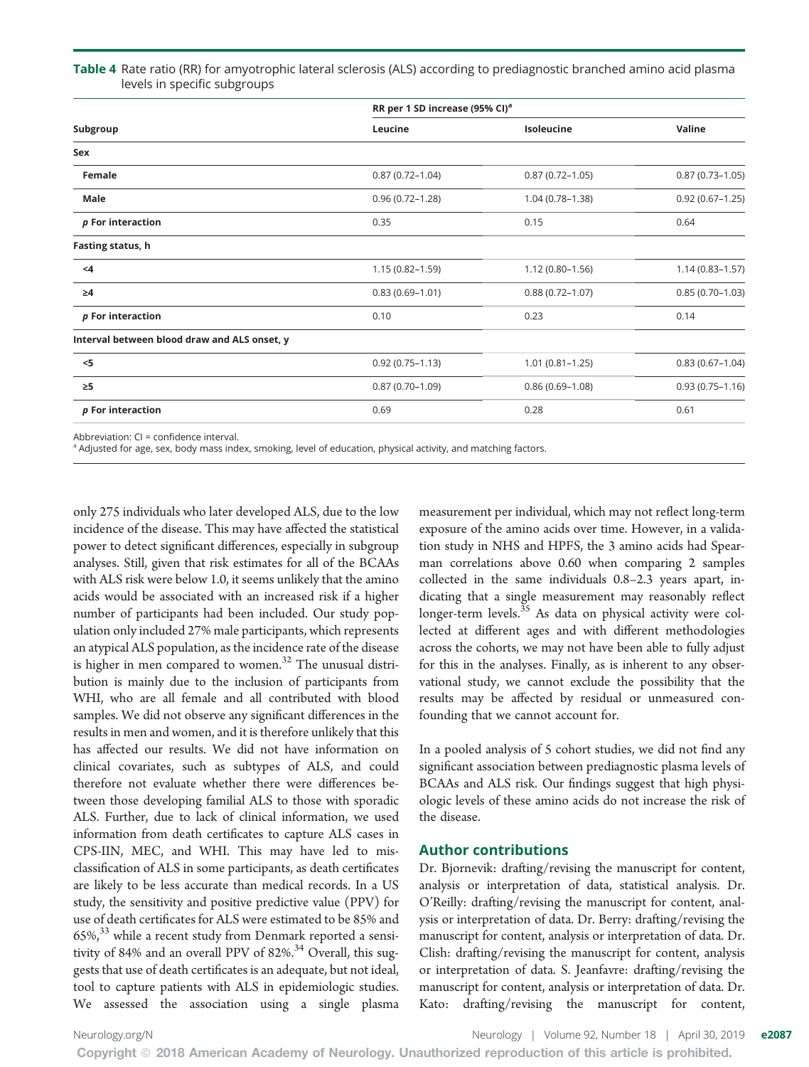**Table 4** Rate ratio (RR) for amyotrophic lateral sclerosis (ALS) according to prediagnostic branched amino acid plasma levels in specific subgroups

| Subgroup | RR per 1 SD increase (95% CI)[a] | | |
|---|---|---|---|
| | Leucine | Isoleucine | Valine |
| **Sex** | | | |
| Female | 0.87 (0.72–1.04) | 0.87 (0.72–1.05) | 0.87 (0.73–1.05) |
| Male | 0.96 (0.72–1.28) | 1.04 (0.78–1.38) | 0.92 (0.67–1.25) |
| *p* For interaction | 0.35 | 0.15 | 0.64 |
| **Fasting status, h** | | | |
| <4 | 1.15 (0.82–1.59) | 1.12 (0.80–1.56) | 1.14 (0.83–1.57) |
| ≥4 | 0.83 (0.69–1.01) | 0.88 (0.72–1.07) | 0.85 (0.70–1.03) |
| *p* For interaction | 0.10 | 0.23 | 0.14 |
| **Interval between blood draw and ALS onset, y** | | | |
| <5 | 0.92 (0.75–1.13) | 1.01 (0.81–1.25) | 0.83 (0.67–1.04) |
| ≥5 | 0.87 (0.70–1.09) | 0.86 (0.69–1.08) | 0.93 (0.75–1.16) |
| *p* For interaction | 0.69 | 0.28 | 0.61 |

Abbreviation: CI = confidence interval.
[a] Adjusted for age, sex, body mass index, smoking, level of education, physical activity, and matching factors.

only 275 individuals who later developed ALS, due to the low incidence of the disease. This may have affected the statistical power to detect significant differences, especially in subgroup analyses. Still, given that risk estimates for all of the BCAAs with ALS risk were below 1.0, it seems unlikely that the amino acids would be associated with an increased risk if a higher number of participants had been included. Our study population only included 27% male participants, which represents an atypical ALS population, as the incidence rate of the disease is higher in men compared to women.[32] The unusual distribution is mainly due to the inclusion of participants from WHI, who are all female and all contributed with blood samples. We did not observe any significant differences in the results in men and women, and it is therefore unlikely that this has affected our results. We did not have information on clinical covariates, such as subtypes of ALS, and could therefore not evaluate whether there were differences between those developing familial ALS to those with sporadic ALS. Further, due to lack of clinical information, we used information from death certificates to capture ALS cases in CPS-IIN, MEC, and WHI. This may have led to misclassification of ALS in some participants, as death certificates are likely to be less accurate than medical records. In a US study, the sensitivity and positive predictive value (PPV) for use of death certificates for ALS were estimated to be 85% and 65%,[33] while a recent study from Denmark reported a sensitivity of 84% and an overall PPV of 82%.[34] Overall, this suggests that use of death certificates is an adequate, but not ideal, tool to capture patients with ALS in epidemiologic studies. We assessed the association using a single plasma measurement per individual, which may not reflect long-term exposure of the amino acids over time. However, in a validation study in NHS and HPFS, the 3 amino acids had Spearman correlations above 0.60 when comparing 2 samples collected in the same individuals 0.8–2.3 years apart, indicating that a single measurement may reasonably reflect longer-term levels.[35] As data on physical activity were collected at different ages and with different methodologies across the cohorts, we may not have been able to fully adjust for this in the analyses. Finally, as is inherent to any observational study, we cannot exclude the possibility that the results may be affected by residual or unmeasured confounding that we cannot account for.

In a pooled analysis of 5 cohort studies, we did not find any significant association between prediagnostic plasma levels of BCAAs and ALS risk. Our findings suggest that high physiologic levels of these amino acids do not increase the risk of the disease.

## Author contributions

Dr. Bjornevik: drafting/revising the manuscript for content, analysis or interpretation of data, statistical analysis. Dr. O'Reilly: drafting/revising the manuscript for content, analysis or interpretation of data. Dr. Berry: drafting/revising the manuscript for content, analysis or interpretation of data. Dr. Clish: drafting/revising the manuscript for content, analysis or interpretation of data. S. Jeanfavre: drafting/revising the manuscript for content, analysis or interpretation of data. Dr. Kato: drafting/revising the manuscript for content,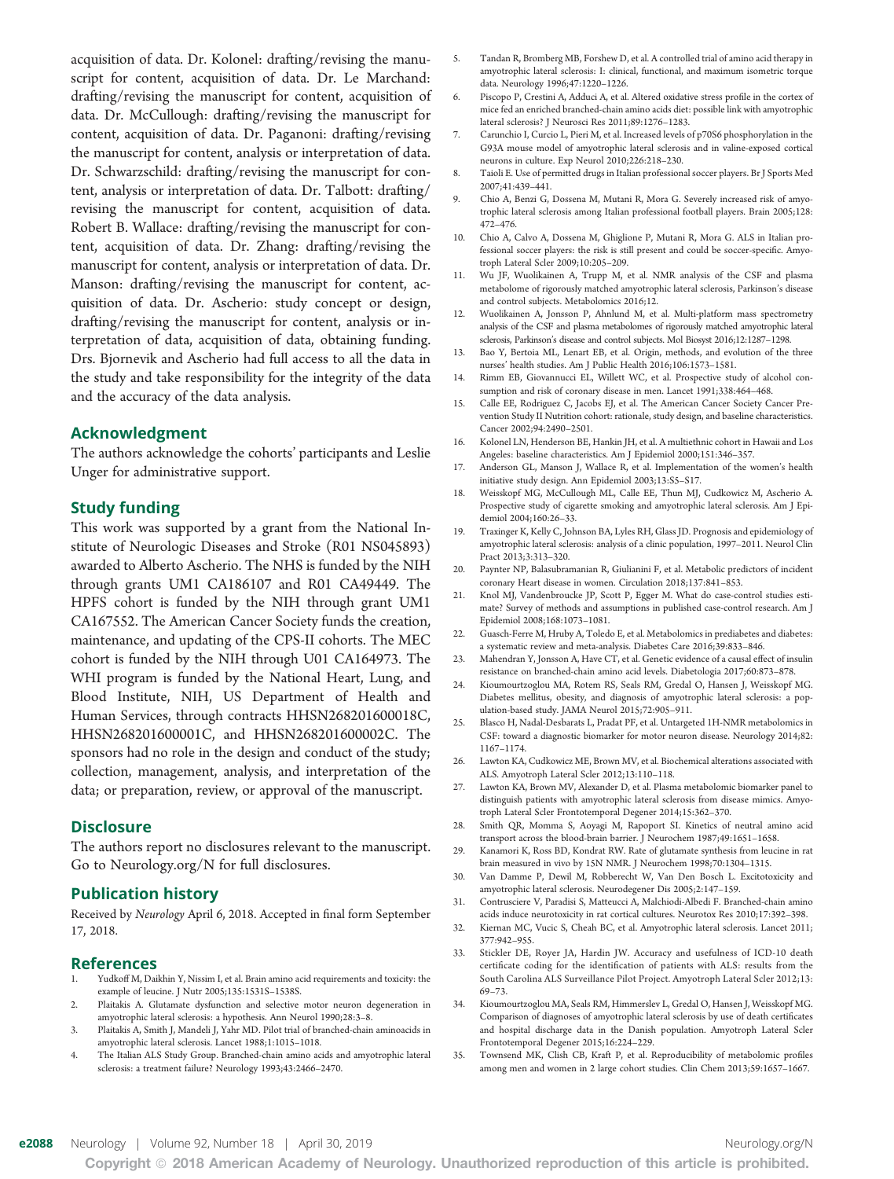acquisition of data. Dr. Kolonel: drafting/revising the manuscript for content, acquisition of data. Dr. Le Marchand: drafting/revising the manuscript for content, acquisition of data. Dr. McCullough: drafting/revising the manuscript for content, acquisition of data. Dr. Paganoni: drafting/revising the manuscript for content, analysis or interpretation of data. Dr. Schwarzschild: drafting/revising the manuscript for content, analysis or interpretation of data. Dr. Talbott: drafting/revising the manuscript for content, acquisition of data. Robert B. Wallace: drafting/revising the manuscript for content, acquisition of data. Dr. Zhang: drafting/revising the manuscript for content, analysis or interpretation of data. Dr. Manson: drafting/revising the manuscript for content, acquisition of data. Dr. Ascherio: study concept or design, drafting/revising the manuscript for content, analysis or interpretation of data, acquisition of data, obtaining funding. Drs. Bjornevik and Ascherio had full access to all the data in the study and take responsibility for the integrity of the data and the accuracy of the data analysis.

## Acknowledgment

The authors acknowledge the cohorts' participants and Leslie Unger for administrative support.

## Study funding

This work was supported by a grant from the National Institute of Neurologic Diseases and Stroke (R01 NS045893) awarded to Alberto Ascherio. The NHS is funded by the NIH through grants UM1 CA186107 and R01 CA49449. The HPFS cohort is funded by the NIH through grant UM1 CA167552. The American Cancer Society funds the creation, maintenance, and updating of the CPS-II cohorts. The MEC cohort is funded by the NIH through U01 CA164973. The WHI program is funded by the National Heart, Lung, and Blood Institute, NIH, US Department of Health and Human Services, through contracts HHSN268201600018C, HHSN268201600001C, and HHSN268201600002C. The sponsors had no role in the design and conduct of the study; collection, management, analysis, and interpretation of the data; or preparation, review, or approval of the manuscript.

## Disclosure

The authors report no disclosures relevant to the manuscript. Go to Neurology.org/N for full disclosures.

## Publication history

Received by *Neurology* April 6, 2018. Accepted in final form September 17, 2018.

## References

1. Yudkoff M, Daikhin Y, Nissim I, et al. Brain amino acid requirements and toxicity: the example of leucine. J Nutr 2005;135:1531S–1538S.
2. Plaitakis A. Glutamate dysfunction and selective motor neuron degeneration in amyotrophic lateral sclerosis: a hypothesis. Ann Neurol 1990;28:3–8.
3. Plaitakis A, Smith J, Mandeli J, Yahr MD. Pilot trial of branched-chain aminoacids in amyotrophic lateral sclerosis. Lancet 1988;1:1015–1018.
4. The Italian ALS Study Group. Branched-chain amino acids and amyotrophic lateral sclerosis: a treatment failure? Neurology 1993;43:2466–2470.
5. Tandan R, Bromberg MB, Forshew D, et al. A controlled trial of amino acid therapy in amyotrophic lateral sclerosis: I: clinical, functional, and maximum isometric torque data. Neurology 1996;47:1220–1226.
6. Piscopo P, Crestini A, Adduci A, et al. Altered oxidative stress profile in the cortex of mice fed an enriched branched-chain amino acids diet: possible link with amyotrophic lateral sclerosis? J Neurosci Res 2011;89:1276–1283.
7. Carunchio I, Curcio L, Pieri M, et al. Increased levels of p70S6 phosphorylation in the G93A mouse model of amyotrophic lateral sclerosis and in valine-exposed cortical neurons in culture. Exp Neurol 2010;226:218–230.
8. Taioli E. Use of permitted drugs in Italian professional soccer players. Br J Sports Med 2007;41:439–441.
9. Chio A, Benzi G, Dossena M, Mutani R, Mora G. Severely increased risk of amyotrophic lateral sclerosis among Italian professional football players. Brain 2005;128:472–476.
10. Chio A, Calvo A, Dossena M, Ghiglione P, Mutani R, Mora G. ALS in Italian professional soccer players: the risk is still present and could be soccer-specific. Amyotroph Lateral Scler 2009;10:205–209.
11. Wu JF, Wuolikainen A, Trupp M, et al. NMR analysis of the CSF and plasma metabolome of rigorously matched amyotrophic lateral sclerosis, Parkinson's disease and control subjects. Metabolomics 2016;12.
12. Wuolikainen A, Jonsson P, Ahnlund M, et al. Multi-platform mass spectrometry analysis of the CSF and plasma metabolomes of rigorously matched amyotrophic lateral sclerosis, Parkinson's disease and control subjects. Mol Biosyst 2016;12:1287–1298.
13. Bao Y, Bertoia ML, Lenart EB, et al. Origin, methods, and evolution of the three nurses' health studies. Am J Public Health 2016;106:1573–1581.
14. Rimm EB, Giovannucci EL, Willett WC, et al. Prospective study of alcohol consumption and risk of coronary disease in men. Lancet 1991;338:464–468.
15. Calle EE, Rodriguez C, Jacobs EJ, et al. The American Cancer Society Cancer Prevention Study II Nutrition cohort: rationale, study design, and baseline characteristics. Cancer 2002;94:2490–2501.
16. Kolonel LN, Henderson BE, Hankin JH, et al. A multiethnic cohort in Hawaii and Los Angeles: baseline characteristics. Am J Epidemiol 2000;151:346–357.
17. Anderson GL, Manson J, Wallace R, et al. Implementation of the women's health initiative study design. Ann Epidemiol 2003;13:S5–S17.
18. Weisskopf MG, McCullough ML, Calle EE, Thun MJ, Cudkowicz M, Ascherio A. Prospective study of cigarette smoking and amyotrophic lateral sclerosis. Am J Epidemiol 2004;160:26–33.
19. Traxinger K, Kelly C, Johnson BA, Lyles RH, Glass JD. Prognosis and epidemiology of amyotrophic lateral sclerosis: analysis of a clinic population, 1997–2011. Neurol Clin Pract 2013;3:313–320.
20. Paynter NP, Balasubramanian R, Giulianini F, et al. Metabolic predictors of incident coronary Heart disease in women. Circulation 2018;137:841–853.
21. Knol MJ, Vandenbroucke JP, Scott P, Egger M. What do case-control studies estimate? Survey of methods and assumptions in published case-control research. Am J Epidemiol 2008;168:1073–1081.
22. Guasch-Ferre M, Hruby A, Toledo E, et al. Metabolomics in prediabetes and diabetes: a systematic review and meta-analysis. Diabetes Care 2016;39:833–846.
23. Mahendran Y, Jonsson A, Have CT, et al. Genetic evidence of a causal effect of insulin resistance on branched-chain amino acid levels. Diabetologia 2017;60:873–878.
24. Kioumourtzoglou MA, Rotem RS, Seals RM, Gredal O, Hansen J, Weisskopf MG. Diabetes mellitus, obesity, and diagnosis of amyotrophic lateral sclerosis: a population-based study. JAMA Neurol 2015;72:905–911.
25. Blasco H, Nadal-Desbarats L, Pradat PF, et al. Untargeted 1H-NMR metabolomics in CSF: toward a diagnostic biomarker for motor neuron disease. Neurology 2014;82:1167–1174.
26. Lawton KA, Cudkowicz ME, Brown MV, et al. Biochemical alterations associated with ALS. Amyotroph Lateral Scler 2012;13:110–118.
27. Lawton KA, Brown MV, Alexander D, et al. Plasma metabolomic biomarker panel to distinguish patients with amyotrophic lateral sclerosis from disease mimics. Amyotroph Lateral Scler Frontotemporal Degener 2014;15:362–370.
28. Smith QR, Momma S, Aoyagi M, Rapoport SI. Kinetics of neutral amino acid transport across the blood-brain barrier. J Neurochem 1987;49:1651–1658.
29. Kanamori K, Ross BD, Kondrat RW. Rate of glutamate synthesis from leucine in rat brain measured in vivo by 15N NMR. J Neurochem 1998;70:1304–1315.
30. Van Damme P, Dewil M, Robberecht W, Van Den Bosch L. Excitotoxicity and amyotrophic lateral sclerosis. Neurodegener Dis 2005;2:147–159.
31. Contrusciere V, Paradisi S, Matteucci A, Malchiodi-Albedi F. Branched-chain amino acids induce neurotoxicity in rat cortical cultures. Neurotox Res 2010;17:392–398.
32. Kiernan MC, Vucic S, Cheah BC, et al. Amyotrophic lateral sclerosis. Lancet 2011;377:942–955.
33. Stickler DE, Royer JA, Hardin JW. Accuracy and usefulness of ICD-10 death certificate coding for the identification of patients with ALS: results from the South Carolina ALS Surveillance Pilot Project. Amyotroph Lateral Scler 2012;13:69–73.
34. Kioumourtzoglou MA, Seals RM, Himmerslev L, Gredal O, Hansen J, Weisskopf MG. Comparison of diagnoses of amyotrophic lateral sclerosis by use of death certificates and hospital discharge data in the Danish population. Amyotroph Lateral Scler Frontotemporal Degener 2015;16:224–229.
35. Townsend MK, Clish CB, Kraft P, et al. Reproducibility of metabolomic profiles among men and women in 2 large cohort studies. Clin Chem 2013;59:1657–1667.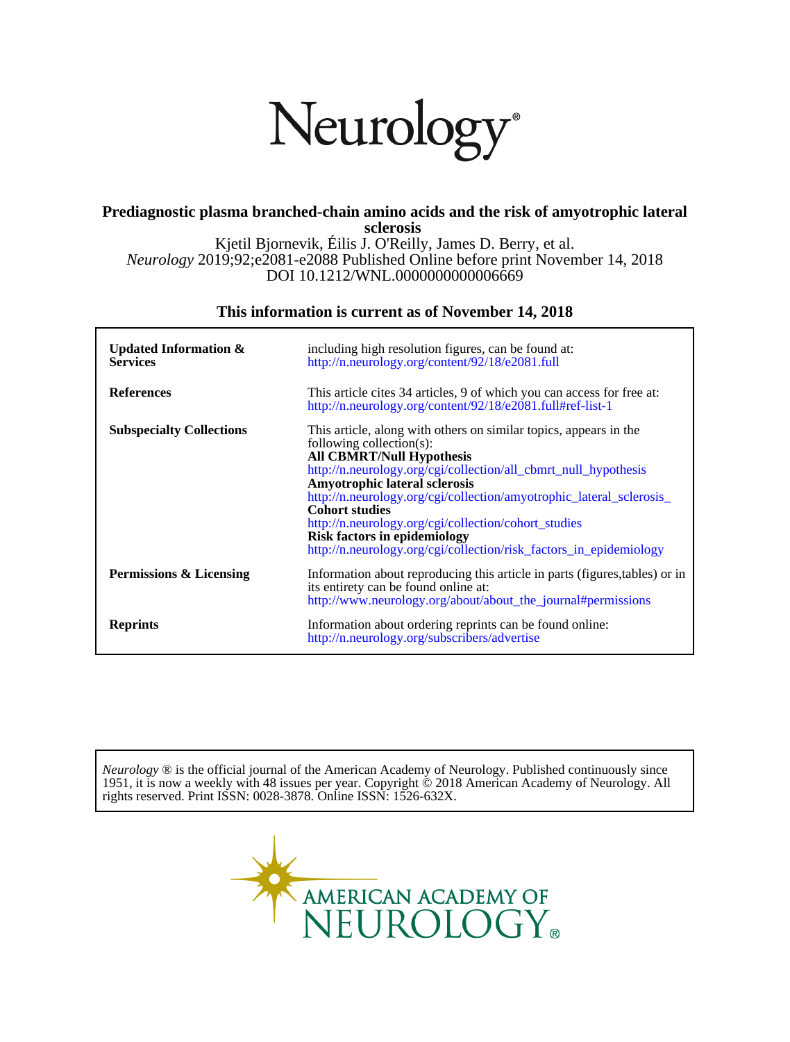# Neurology®

**Prediagnostic plasma branched-chain amino acids and the risk of amyotrophic lateral sclerosis**

Kjetil Bjornevik, Éilis J. O'Reilly, James D. Berry, et al.

*Neurology* 2019;92;e2081-e2088 Published Online before print November 14, 2018

DOI 10.1212/WNL.0000000000006669

**This information is current as of November 14, 2018**

| | |
|---|---|
| **Updated Information & Services** | including high resolution figures, can be found at: http://n.neurology.org/content/92/18/e2081.full |
| **References** | This article cites 34 articles, 9 of which you can access for free at: http://n.neurology.org/content/92/18/e2081.full#ref-list-1 |
| **Subspecialty Collections** | This article, along with others on similar topics, appears in the following collection(s): **All CBMRT/Null Hypothesis** http://n.neurology.org/cgi/collection/all_cbmrt_null_hypothesis **Amyotrophic lateral sclerosis** http://n.neurology.org/cgi/collection/amyotrophic_lateral_sclerosis_ **Cohort studies** http://n.neurology.org/cgi/collection/cohort_studies **Risk factors in epidemiology** http://n.neurology.org/cgi/collection/risk_factors_in_epidemiology |
| **Permissions & Licensing** | Information about reproducing this article in parts (figures,tables) or in its entirety can be found online at: http://www.neurology.org/about/about_the_journal#permissions |
| **Reprints** | Information about ordering reprints can be found online: http://n.neurology.org/subscribers/advertise |

*Neurology* ® is the official journal of the American Academy of Neurology. Published continuously since 1951, it is now a weekly with 48 issues per year. Copyright © 2018 American Academy of Neurology. All rights reserved. Print ISSN: 0028-3878. Online ISSN: 1526-632X.

AMERICAN ACADEMY OF NEUROLOGY®